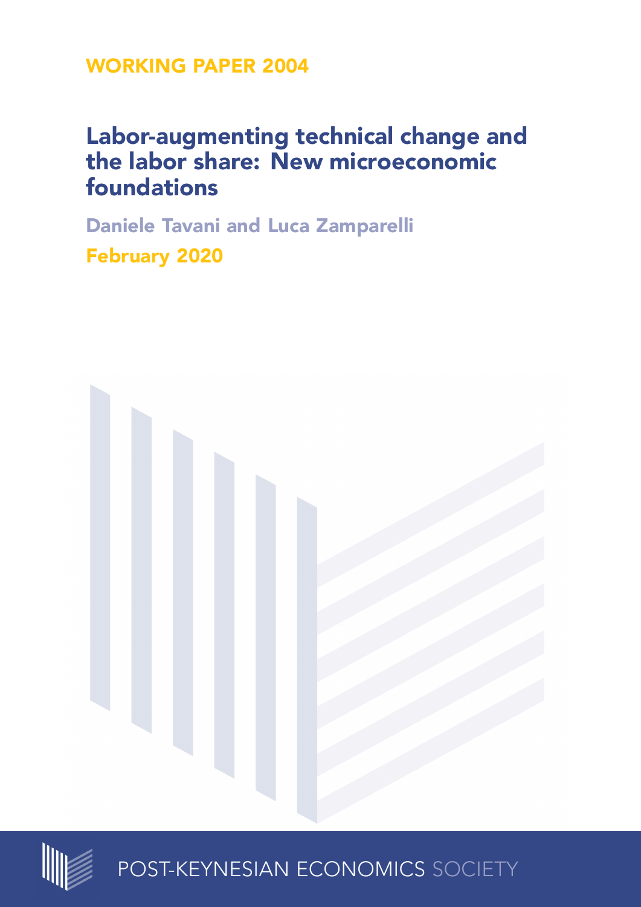WORKING PAPER 2004

# Labor-augmenting technical change and the labor share: New microeconomic foundations

Daniele Tavani and Luca Zamparelli

February 2020

POST-KEYNESIAN ECONOMICS SOCIETY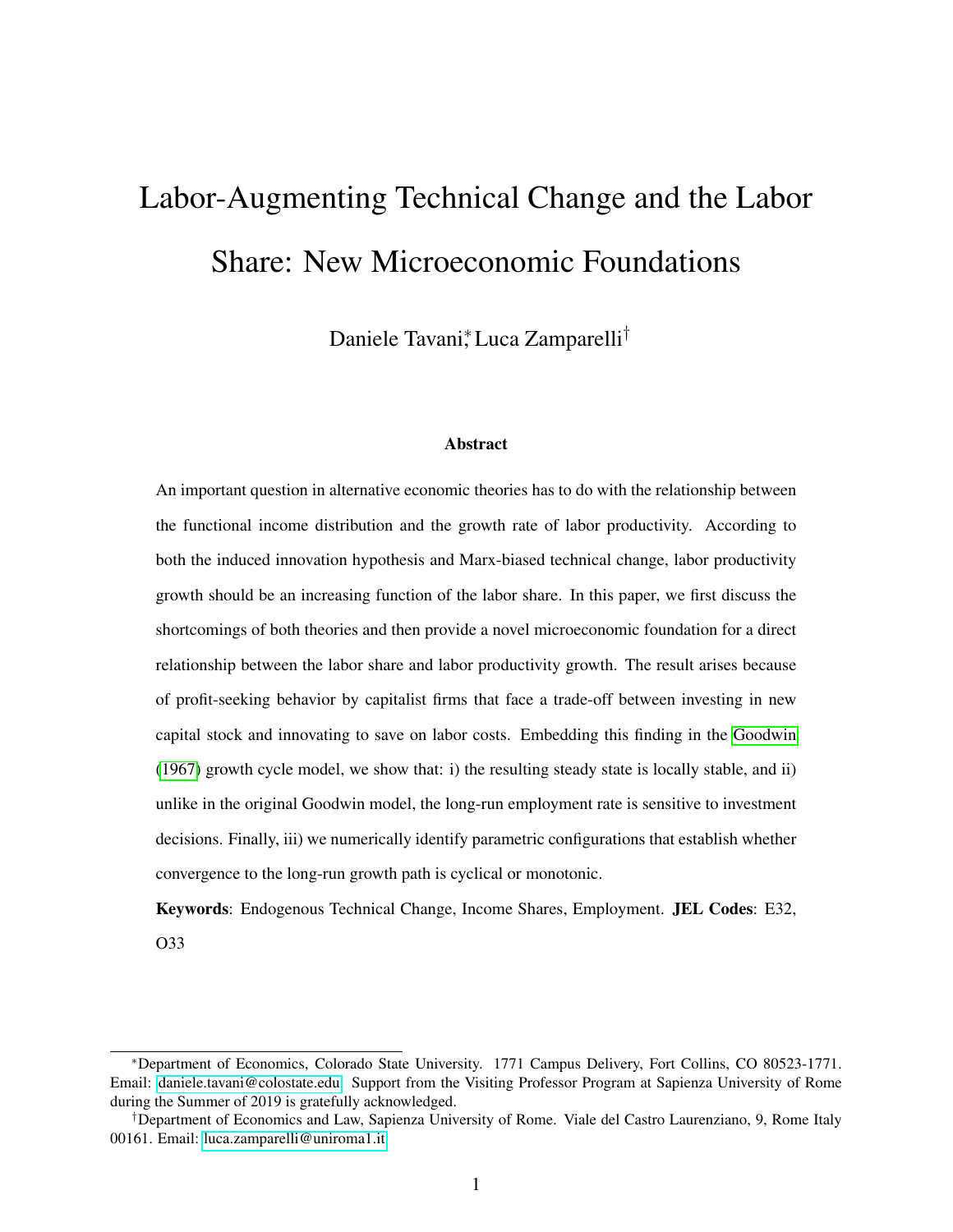# Labor-Augmenting Technical Change and the Labor Share: New Microeconomic Foundations

Daniele Tavani[*], Luca Zamparelli[†]

### Abstract

An important question in alternative economic theories has to do with the relationship between the functional income distribution and the growth rate of labor productivity. According to both the induced innovation hypothesis and Marx-biased technical change, labor productivity growth should be an increasing function of the labor share. In this paper, we first discuss the shortcomings of both theories and then provide a novel microeconomic foundation for a direct relationship between the labor share and labor productivity growth. The result arises because of profit-seeking behavior by capitalist firms that face a trade-off between investing in new capital stock and innovating to save on labor costs. Embedding this finding in the Goodwin (1967) growth cycle model, we show that: i) the resulting steady state is locally stable, and ii) unlike in the original Goodwin model, the long-run employment rate is sensitive to investment decisions. Finally, iii) we numerically identify parametric configurations that establish whether convergence to the long-run growth path is cyclical or monotonic.

**Keywords**: Endogenous Technical Change, Income Shares, Employment. **JEL Codes**: E32, O33

---

[*] Department of Economics, Colorado State University. 1771 Campus Delivery, Fort Collins, CO 80523-1771. Email: daniele.tavani@colostate.edu. Support from the Visiting Professor Program at Sapienza University of Rome during the Summer of 2019 is gratefully acknowledged.

[†] Department of Economics and Law, Sapienza University of Rome. Viale del Castro Laurenziano, 9, Rome Italy 00161. Email: luca.zamparelli@uniroma1.it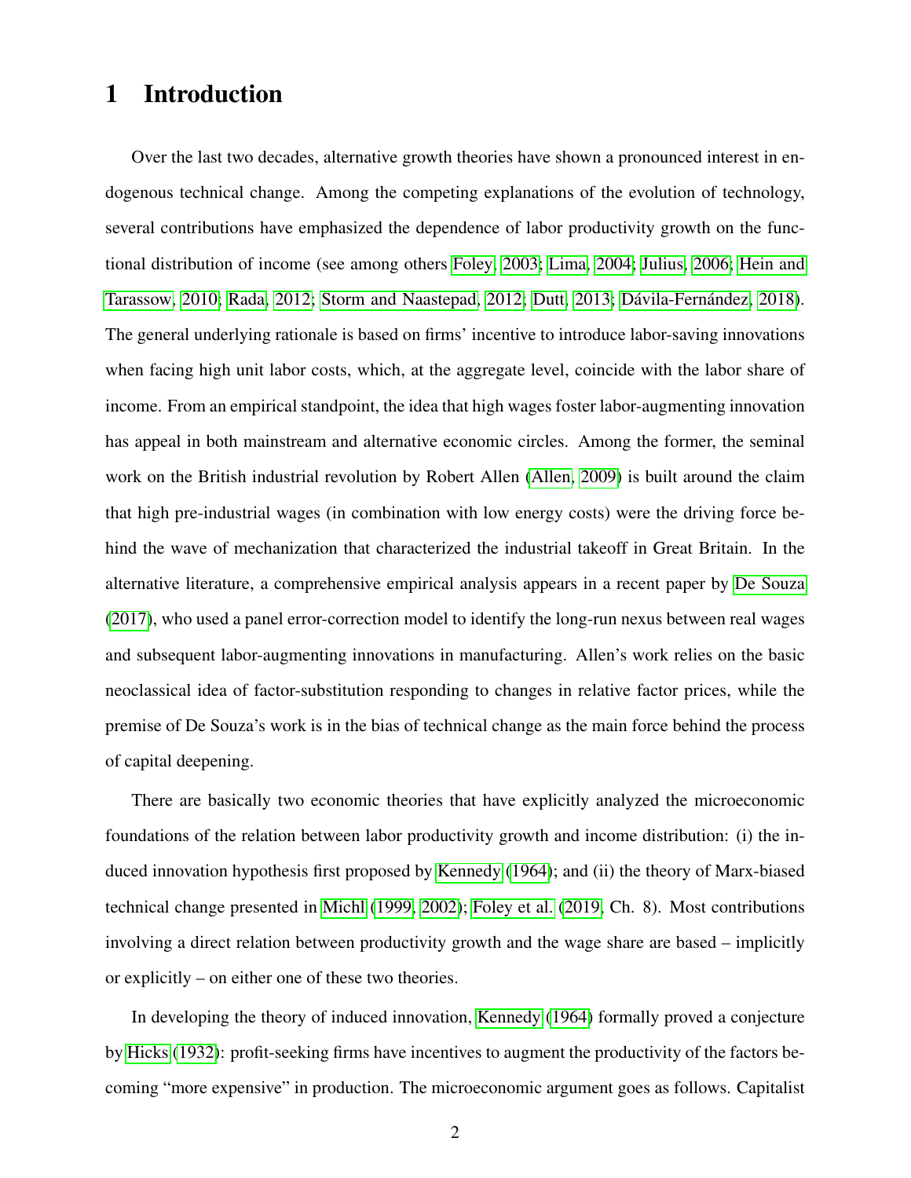# 1 Introduction

Over the last two decades, alternative growth theories have shown a pronounced interest in endogenous technical change. Among the competing explanations of the evolution of technology, several contributions have emphasized the dependence of labor productivity growth on the functional distribution of income (see among others Foley, 2003; Lima, 2004; Julius, 2006; Hein and Tarassow, 2010; Rada, 2012; Storm and Naastepad, 2012; Dutt, 2013; Dávila-Fernández, 2018). The general underlying rationale is based on firms' incentive to introduce labor-saving innovations when facing high unit labor costs, which, at the aggregate level, coincide with the labor share of income. From an empirical standpoint, the idea that high wages foster labor-augmenting innovation has appeal in both mainstream and alternative economic circles. Among the former, the seminal work on the British industrial revolution by Robert Allen (Allen, 2009) is built around the claim that high pre-industrial wages (in combination with low energy costs) were the driving force behind the wave of mechanization that characterized the industrial takeoff in Great Britain. In the alternative literature, a comprehensive empirical analysis appears in a recent paper by De Souza (2017), who used a panel error-correction model to identify the long-run nexus between real wages and subsequent labor-augmenting innovations in manufacturing. Allen's work relies on the basic neoclassical idea of factor-substitution responding to changes in relative factor prices, while the premise of De Souza's work is in the bias of technical change as the main force behind the process of capital deepening.

There are basically two economic theories that have explicitly analyzed the microeconomic foundations of the relation between labor productivity growth and income distribution: (i) the induced innovation hypothesis first proposed by Kennedy (1964); and (ii) the theory of Marx-biased technical change presented in Michl (1999, 2002); Foley et al. (2019, Ch. 8). Most contributions involving a direct relation between productivity growth and the wage share are based – implicitly or explicitly – on either one of these two theories.

In developing the theory of induced innovation, Kennedy (1964) formally proved a conjecture by Hicks (1932): profit-seeking firms have incentives to augment the productivity of the factors becoming "more expensive" in production. The microeconomic argument goes as follows. Capitalist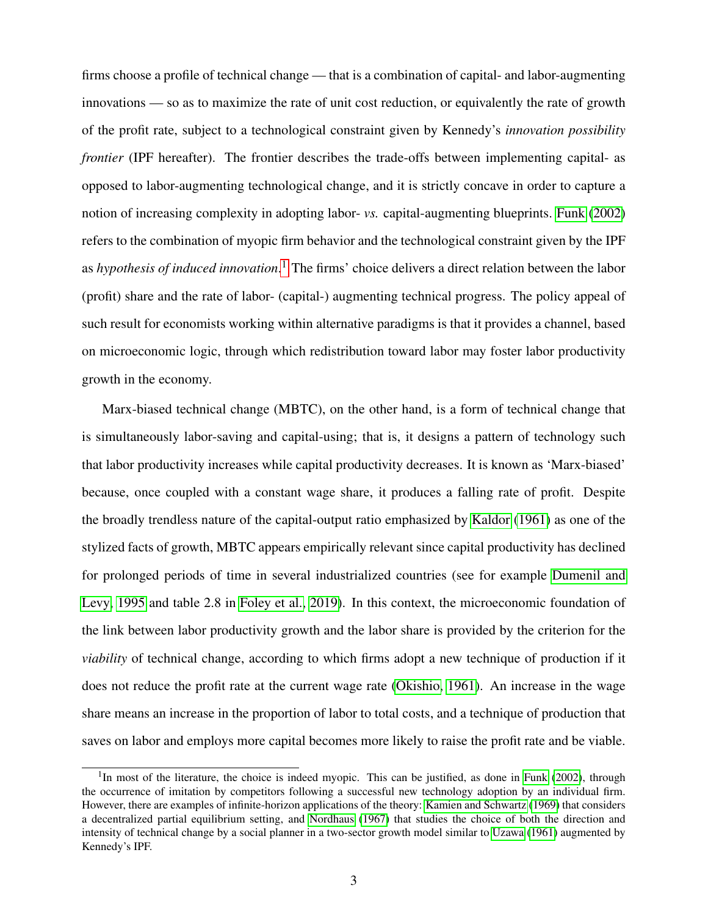firms choose a profile of technical change — that is a combination of capital- and labor-augmenting innovations — so as to maximize the rate of unit cost reduction, or equivalently the rate of growth of the profit rate, subject to a technological constraint given by Kennedy's *innovation possibility frontier* (IPF hereafter). The frontier describes the trade-offs between implementing capital- as opposed to labor-augmenting technological change, and it is strictly concave in order to capture a notion of increasing complexity in adopting labor- *vs.* capital-augmenting blueprints. Funk (2002) refers to the combination of myopic firm behavior and the technological constraint given by the IPF as *hypothesis of induced innovation*.[1] The firms' choice delivers a direct relation between the labor (profit) share and the rate of labor- (capital-) augmenting technical progress. The policy appeal of such result for economists working within alternative paradigms is that it provides a channel, based on microeconomic logic, through which redistribution toward labor may foster labor productivity growth in the economy.

Marx-biased technical change (MBTC), on the other hand, is a form of technical change that is simultaneously labor-saving and capital-using; that is, it designs a pattern of technology such that labor productivity increases while capital productivity decreases. It is known as 'Marx-biased' because, once coupled with a constant wage share, it produces a falling rate of profit. Despite the broadly trendless nature of the capital-output ratio emphasized by Kaldor (1961) as one of the stylized facts of growth, MBTC appears empirically relevant since capital productivity has declined for prolonged periods of time in several industrialized countries (see for example Dumenil and Levy, 1995 and table 2.8 in Foley et al., 2019). In this context, the microeconomic foundation of the link between labor productivity growth and the labor share is provided by the criterion for the *viability* of technical change, according to which firms adopt a new technique of production if it does not reduce the profit rate at the current wage rate (Okishio, 1961). An increase in the wage share means an increase in the proportion of labor to total costs, and a technique of production that saves on labor and employs more capital becomes more likely to raise the profit rate and be viable.

[1] In most of the literature, the choice is indeed myopic. This can be justified, as done in Funk (2002), through the occurrence of imitation by competitors following a successful new technology adoption by an individual firm. However, there are examples of infinite-horizon applications of the theory: Kamien and Schwartz (1969) that considers a decentralized partial equilibrium setting, and Nordhaus (1967) that studies the choice of both the direction and intensity of technical change by a social planner in a two-sector growth model similar to Uzawa (1961) augmented by Kennedy's IPF.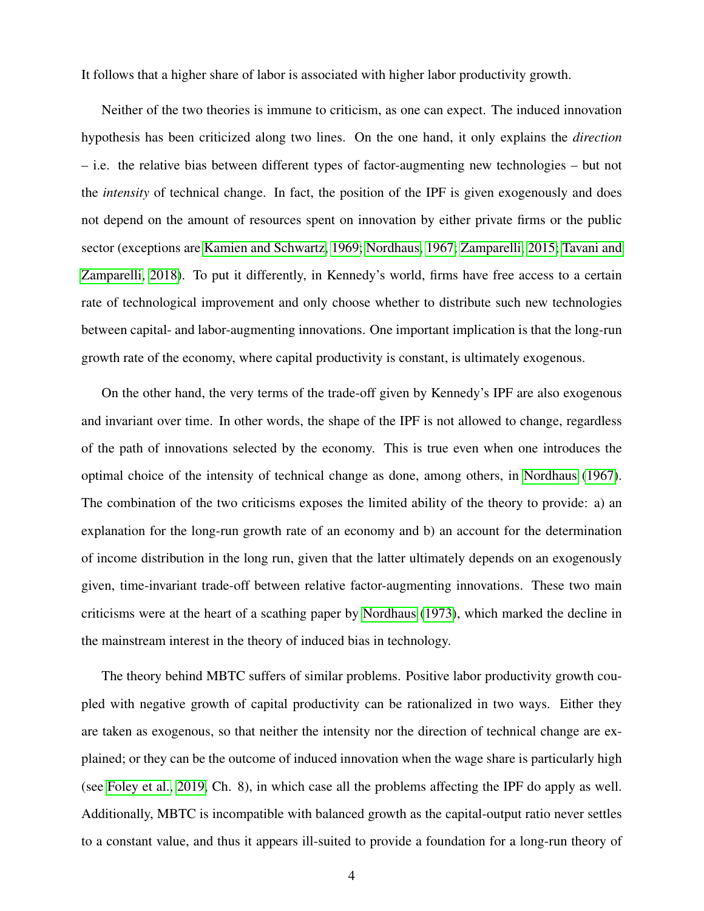It follows that a higher share of labor is associated with higher labor productivity growth.

Neither of the two theories is immune to criticism, as one can expect. The induced innovation hypothesis has been criticized along two lines. On the one hand, it only explains the *direction* – i.e. the relative bias between different types of factor-augmenting new technologies – but not the *intensity* of technical change. In fact, the position of the IPF is given exogenously and does not depend on the amount of resources spent on innovation by either private firms or the public sector (exceptions are Kamien and Schwartz, 1969; Nordhaus, 1967; Zamparelli, 2015; Tavani and Zamparelli, 2018). To put it differently, in Kennedy's world, firms have free access to a certain rate of technological improvement and only choose whether to distribute such new technologies between capital- and labor-augmenting innovations. One important implication is that the long-run growth rate of the economy, where capital productivity is constant, is ultimately exogenous.

On the other hand, the very terms of the trade-off given by Kennedy's IPF are also exogenous and invariant over time. In other words, the shape of the IPF is not allowed to change, regardless of the path of innovations selected by the economy. This is true even when one introduces the optimal choice of the intensity of technical change as done, among others, in Nordhaus (1967). The combination of the two criticisms exposes the limited ability of the theory to provide: a) an explanation for the long-run growth rate of an economy and b) an account for the determination of income distribution in the long run, given that the latter ultimately depends on an exogenously given, time-invariant trade-off between relative factor-augmenting innovations. These two main criticisms were at the heart of a scathing paper by Nordhaus (1973), which marked the decline in the mainstream interest in the theory of induced bias in technology.

The theory behind MBTC suffers of similar problems. Positive labor productivity growth coupled with negative growth of capital productivity can be rationalized in two ways. Either they are taken as exogenous, so that neither the intensity nor the direction of technical change are explained; or they can be the outcome of induced innovation when the wage share is particularly high (see Foley et al., 2019, Ch. 8), in which case all the problems affecting the IPF do apply as well. Additionally, MBTC is incompatible with balanced growth as the capital-output ratio never settles to a constant value, and thus it appears ill-suited to provide a foundation for a long-run theory of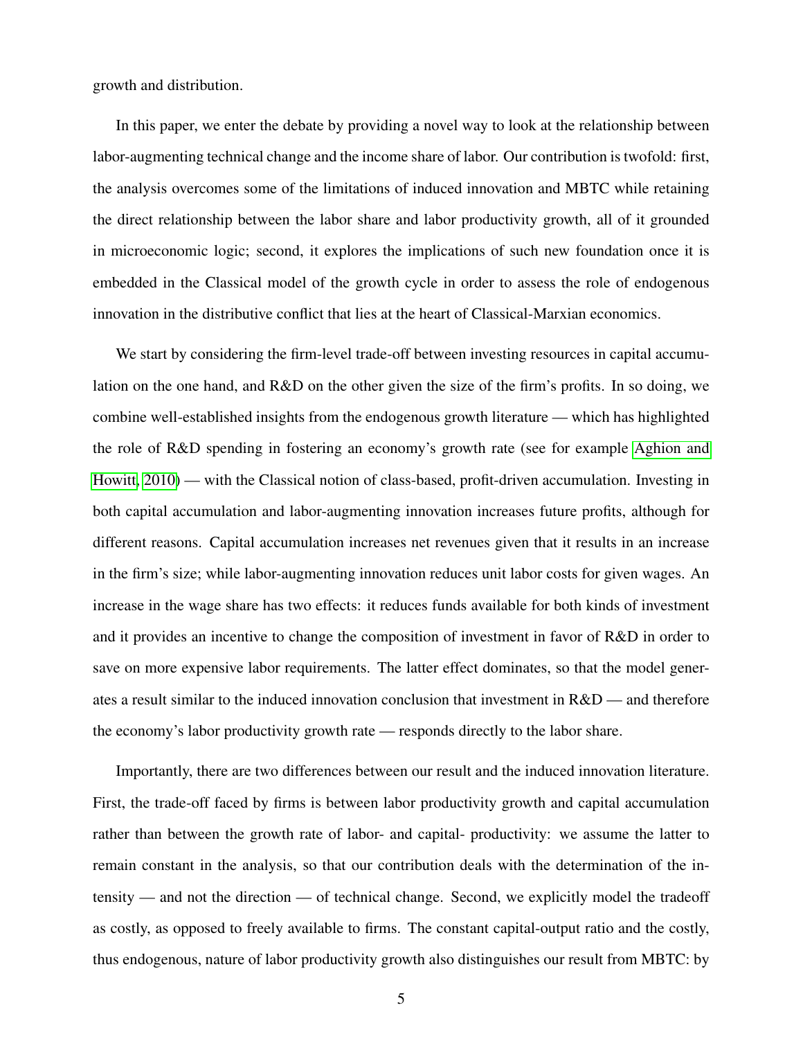growth and distribution.

In this paper, we enter the debate by providing a novel way to look at the relationship between labor-augmenting technical change and the income share of labor. Our contribution is twofold: first, the analysis overcomes some of the limitations of induced innovation and MBTC while retaining the direct relationship between the labor share and labor productivity growth, all of it grounded in microeconomic logic; second, it explores the implications of such new foundation once it is embedded in the Classical model of the growth cycle in order to assess the role of endogenous innovation in the distributive conflict that lies at the heart of Classical-Marxian economics.

We start by considering the firm-level trade-off between investing resources in capital accumulation on the one hand, and R&D on the other given the size of the firm's profits. In so doing, we combine well-established insights from the endogenous growth literature — which has highlighted the role of R&D spending in fostering an economy's growth rate (see for example Aghion and Howitt, 2010) — with the Classical notion of class-based, profit-driven accumulation. Investing in both capital accumulation and labor-augmenting innovation increases future profits, although for different reasons. Capital accumulation increases net revenues given that it results in an increase in the firm's size; while labor-augmenting innovation reduces unit labor costs for given wages. An increase in the wage share has two effects: it reduces funds available for both kinds of investment and it provides an incentive to change the composition of investment in favor of R&D in order to save on more expensive labor requirements. The latter effect dominates, so that the model generates a result similar to the induced innovation conclusion that investment in R&D — and therefore the economy's labor productivity growth rate — responds directly to the labor share.

Importantly, there are two differences between our result and the induced innovation literature. First, the trade-off faced by firms is between labor productivity growth and capital accumulation rather than between the growth rate of labor- and capital- productivity: we assume the latter to remain constant in the analysis, so that our contribution deals with the determination of the intensity — and not the direction — of technical change. Second, we explicitly model the tradeoff as costly, as opposed to freely available to firms. The constant capital-output ratio and the costly, thus endogenous, nature of labor productivity growth also distinguishes our result from MBTC: by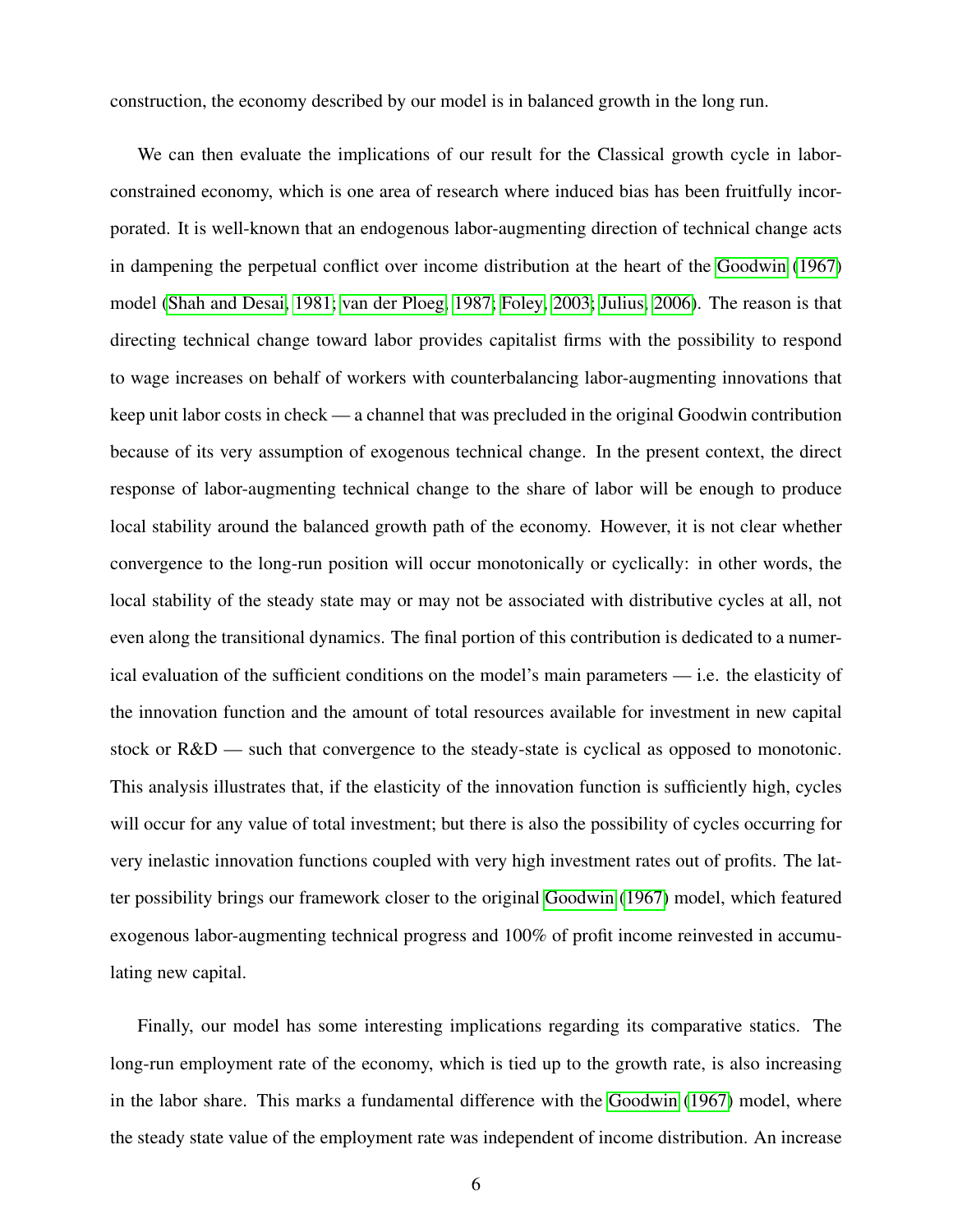construction, the economy described by our model is in balanced growth in the long run.

We can then evaluate the implications of our result for the Classical growth cycle in labor-constrained economy, which is one area of research where induced bias has been fruitfully incorporated. It is well-known that an endogenous labor-augmenting direction of technical change acts in dampening the perpetual conflict over income distribution at the heart of the Goodwin (1967) model (Shah and Desai, 1981; van der Ploeg, 1987; Foley, 2003; Julius, 2006). The reason is that directing technical change toward labor provides capitalist firms with the possibility to respond to wage increases on behalf of workers with counterbalancing labor-augmenting innovations that keep unit labor costs in check — a channel that was precluded in the original Goodwin contribution because of its very assumption of exogenous technical change. In the present context, the direct response of labor-augmenting technical change to the share of labor will be enough to produce local stability around the balanced growth path of the economy. However, it is not clear whether convergence to the long-run position will occur monotonically or cyclically: in other words, the local stability of the steady state may or may not be associated with distributive cycles at all, not even along the transitional dynamics. The final portion of this contribution is dedicated to a numerical evaluation of the sufficient conditions on the model's main parameters — i.e. the elasticity of the innovation function and the amount of total resources available for investment in new capital stock or R&D — such that convergence to the steady-state is cyclical as opposed to monotonic. This analysis illustrates that, if the elasticity of the innovation function is sufficiently high, cycles will occur for any value of total investment; but there is also the possibility of cycles occurring for very inelastic innovation functions coupled with very high investment rates out of profits. The latter possibility brings our framework closer to the original Goodwin (1967) model, which featured exogenous labor-augmenting technical progress and 100% of profit income reinvested in accumulating new capital.

Finally, our model has some interesting implications regarding its comparative statics. The long-run employment rate of the economy, which is tied up to the growth rate, is also increasing in the labor share. This marks a fundamental difference with the Goodwin (1967) model, where the steady state value of the employment rate was independent of income distribution. An increase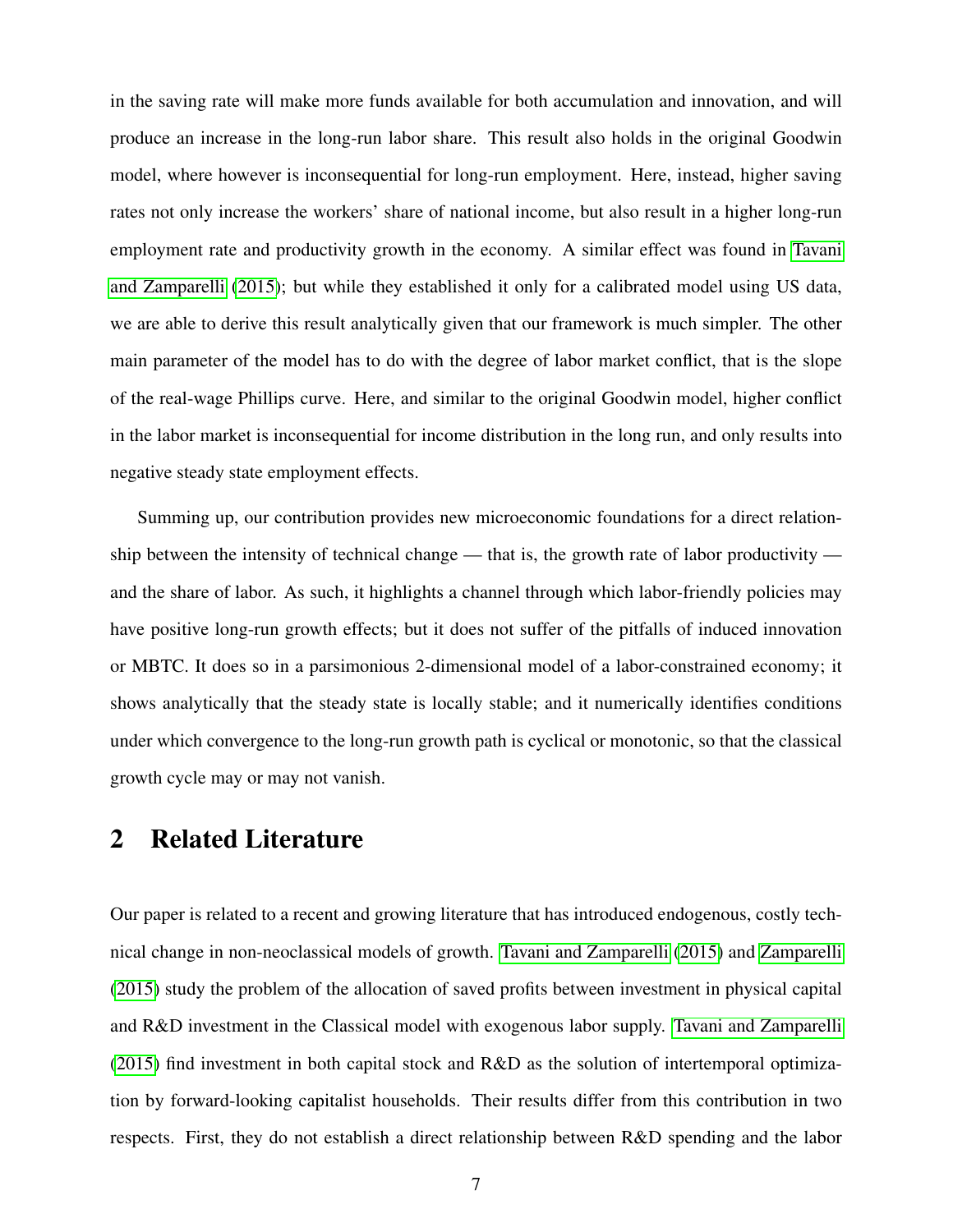in the saving rate will make more funds available for both accumulation and innovation, and will produce an increase in the long-run labor share. This result also holds in the original Goodwin model, where however is inconsequential for long-run employment. Here, instead, higher saving rates not only increase the workers' share of national income, but also result in a higher long-run employment rate and productivity growth in the economy. A similar effect was found in Tavani and Zamparelli (2015); but while they established it only for a calibrated model using US data, we are able to derive this result analytically given that our framework is much simpler. The other main parameter of the model has to do with the degree of labor market conflict, that is the slope of the real-wage Phillips curve. Here, and similar to the original Goodwin model, higher conflict in the labor market is inconsequential for income distribution in the long run, and only results into negative steady state employment effects.

Summing up, our contribution provides new microeconomic foundations for a direct relationship between the intensity of technical change — that is, the growth rate of labor productivity — and the share of labor. As such, it highlights a channel through which labor-friendly policies may have positive long-run growth effects; but it does not suffer of the pitfalls of induced innovation or MBTC. It does so in a parsimonious 2-dimensional model of a labor-constrained economy; it shows analytically that the steady state is locally stable; and it numerically identifies conditions under which convergence to the long-run growth path is cyclical or monotonic, so that the classical growth cycle may or may not vanish.

## 2 Related Literature

Our paper is related to a recent and growing literature that has introduced endogenous, costly technical change in non-neoclassical models of growth. Tavani and Zamparelli (2015) and Zamparelli (2015) study the problem of the allocation of saved profits between investment in physical capital and R&D investment in the Classical model with exogenous labor supply. Tavani and Zamparelli (2015) find investment in both capital stock and R&D as the solution of intertemporal optimization by forward-looking capitalist households. Their results differ from this contribution in two respects. First, they do not establish a direct relationship between R&D spending and the labor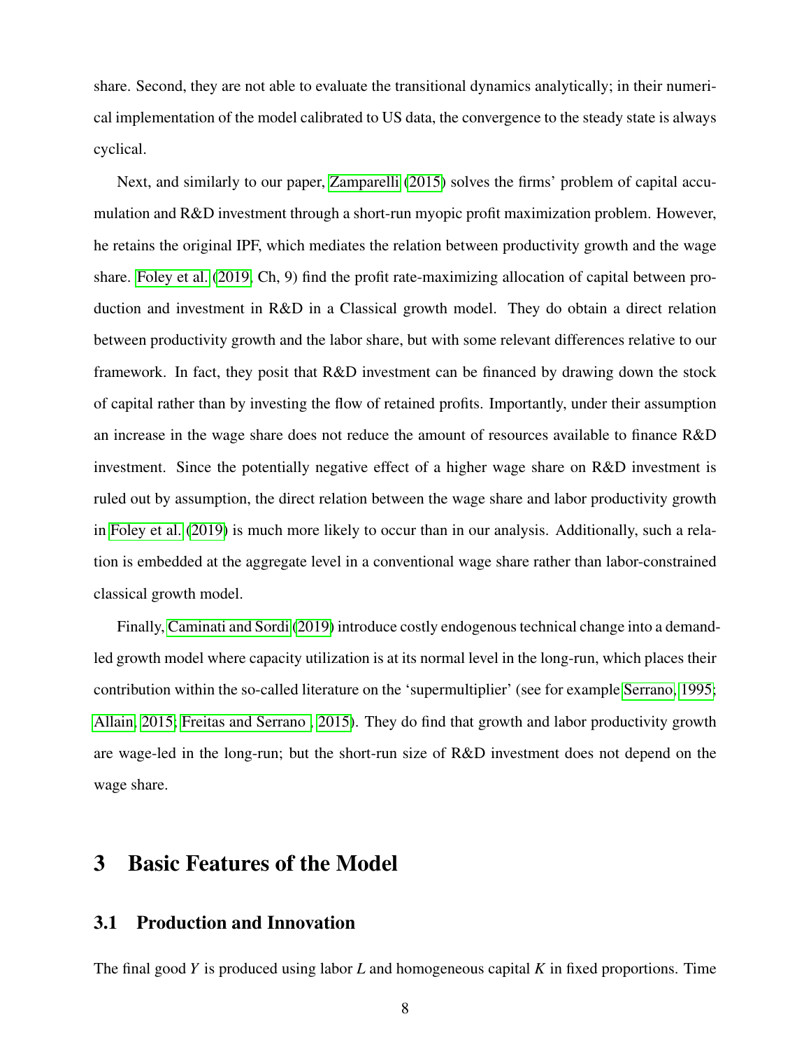share. Second, they are not able to evaluate the transitional dynamics analytically; in their numerical implementation of the model calibrated to US data, the convergence to the steady state is always cyclical.

Next, and similarly to our paper, Zamparelli (2015) solves the firms' problem of capital accumulation and R&D investment through a short-run myopic profit maximization problem. However, he retains the original IPF, which mediates the relation between productivity growth and the wage share. Foley et al. (2019, Ch, 9) find the profit rate-maximizing allocation of capital between production and investment in R&D in a Classical growth model. They do obtain a direct relation between productivity growth and the labor share, but with some relevant differences relative to our framework. In fact, they posit that R&D investment can be financed by drawing down the stock of capital rather than by investing the flow of retained profits. Importantly, under their assumption an increase in the wage share does not reduce the amount of resources available to finance R&D investment. Since the potentially negative effect of a higher wage share on R&D investment is ruled out by assumption, the direct relation between the wage share and labor productivity growth in Foley et al. (2019) is much more likely to occur than in our analysis. Additionally, such a relation is embedded at the aggregate level in a conventional wage share rather than labor-constrained classical growth model.

Finally, Caminati and Sordi (2019) introduce costly endogenous technical change into a demand-led growth model where capacity utilization is at its normal level in the long-run, which places their contribution within the so-called literature on the 'supermultiplier' (see for example Serrano, 1995; Allain, 2015; Freitas and Serrano , 2015). They do find that growth and labor productivity growth are wage-led in the long-run; but the short-run size of R&D investment does not depend on the wage share.

# 3 Basic Features of the Model

## 3.1 Production and Innovation

The final good $Y$ is produced using labor $L$ and homogeneous capital $K$ in fixed proportions. Time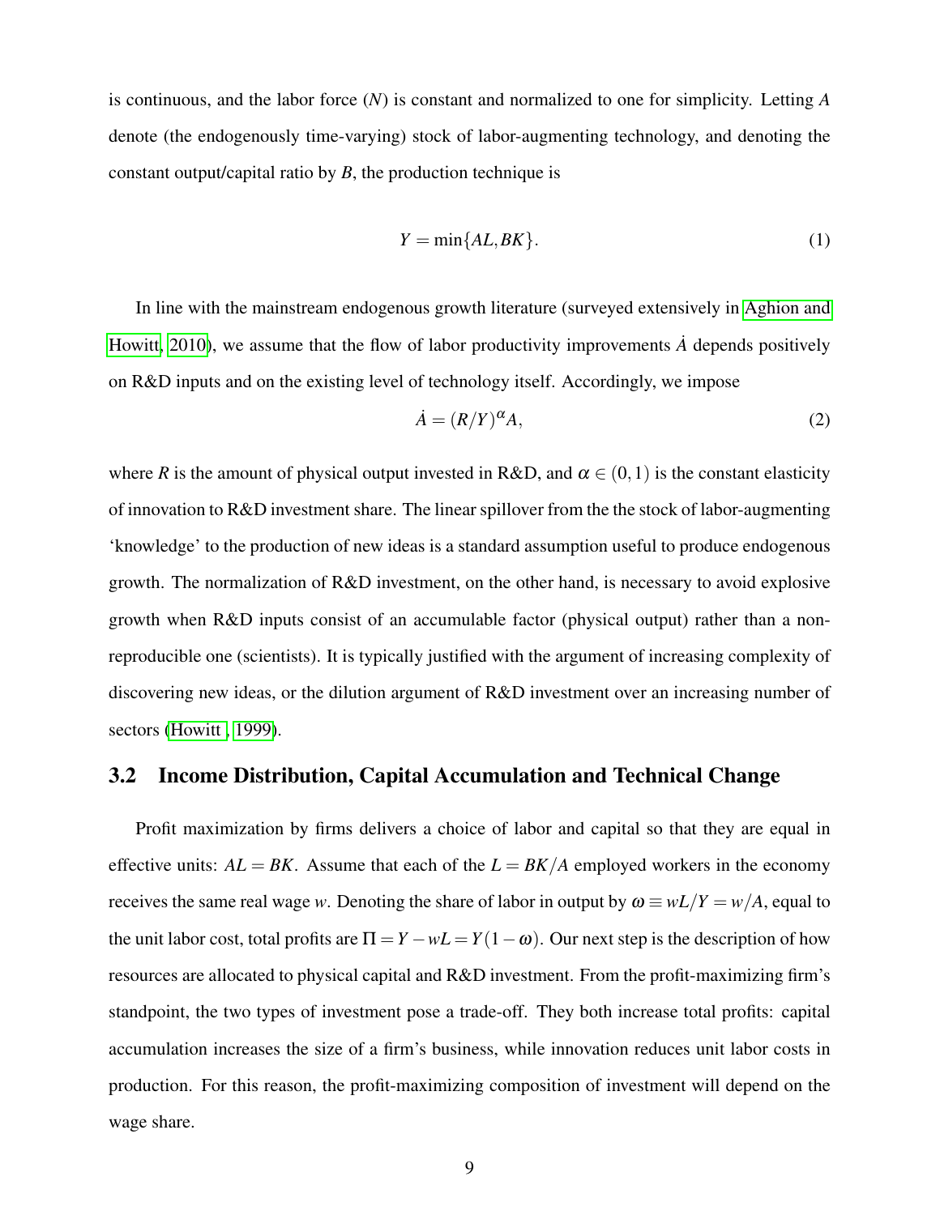is continuous, and the labor force ($N$) is constant and normalized to one for simplicity. Letting $A$ denote (the endogenously time-varying) stock of labor-augmenting technology, and denoting the constant output/capital ratio by $B$, the production technique is

$$Y = \min\{AL, BK\}. \tag{1}$$

In line with the mainstream endogenous growth literature (surveyed extensively in Aghion and Howitt, 2010), we assume that the flow of labor productivity improvements $\dot{A}$ depends positively on R&D inputs and on the existing level of technology itself. Accordingly, we impose

$$\dot{A} = (R/Y)^{\alpha} A, \tag{2}$$

where $R$ is the amount of physical output invested in R&D, and $\alpha \in (0,1)$ is the constant elasticity of innovation to R&D investment share. The linear spillover from the the stock of labor-augmenting 'knowledge' to the production of new ideas is a standard assumption useful to produce endogenous growth. The normalization of R&D investment, on the other hand, is necessary to avoid explosive growth when R&D inputs consist of an accumulable factor (physical output) rather than a non-reproducible one (scientists). It is typically justified with the argument of increasing complexity of discovering new ideas, or the dilution argument of R&D investment over an increasing number of sectors (Howitt , 1999).

## 3.2 Income Distribution, Capital Accumulation and Technical Change

Profit maximization by firms delivers a choice of labor and capital so that they are equal in effective units: $AL = BK$. Assume that each of the $L = BK/A$ employed workers in the economy receives the same real wage $w$. Denoting the share of labor in output by $\omega \equiv wL/Y = w/A$, equal to the unit labor cost, total profits are $\Pi = Y - wL = Y(1-\omega)$. Our next step is the description of how resources are allocated to physical capital and R&D investment. From the profit-maximizing firm's standpoint, the two types of investment pose a trade-off. They both increase total profits: capital accumulation increases the size of a firm's business, while innovation reduces unit labor costs in production. For this reason, the profit-maximizing composition of investment will depend on the wage share.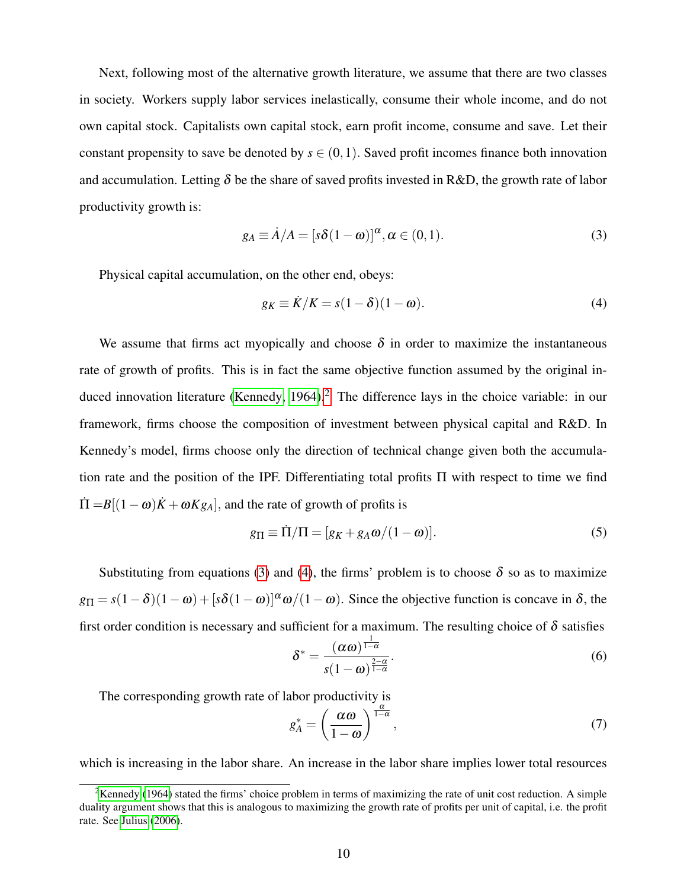Next, following most of the alternative growth literature, we assume that there are two classes in society. Workers supply labor services inelastically, consume their whole income, and do not own capital stock. Capitalists own capital stock, earn profit income, consume and save. Let their constant propensity to save be denoted by $s \in (0,1)$. Saved profit incomes finance both innovation and accumulation. Letting $\delta$ be the share of saved profits invested in R&D, the growth rate of labor productivity growth is:

$$g_A \equiv \dot{A}/A = [s\delta(1-\omega)]^{\alpha}, \alpha \in (0,1). \tag{3}$$

Physical capital accumulation, on the other end, obeys:

$$g_K \equiv \dot{K}/K = s(1-\delta)(1-\omega). \tag{4}$$

We assume that firms act myopically and choose $\delta$ in order to maximize the instantaneous rate of growth of profits. This is in fact the same objective function assumed by the original induced innovation literature (Kennedy, 1964).[2] The difference lays in the choice variable: in our framework, firms choose the composition of investment between physical capital and R&D. In Kennedy's model, firms choose only the direction of technical change given both the accumulation rate and the position of the IPF. Differentiating total profits $\Pi$ with respect to time we find $\dot{\Pi} = B[(1-\omega)\dot{K} + \omega K g_A]$, and the rate of growth of profits is

$$g_{\Pi} \equiv \dot{\Pi}/\Pi = [g_K + g_A \omega/(1-\omega)]. \tag{5}$$

Substituting from equations (3) and (4), the firms' problem is to choose $\delta$ so as to maximize $g_{\Pi} = s(1-\delta)(1-\omega) + [s\delta(1-\omega)]^{\alpha}\omega/(1-\omega)$. Since the objective function is concave in $\delta$, the first order condition is necessary and sufficient for a maximum. The resulting choice of $\delta$ satisfies

$$\delta^* = \frac{(\alpha\omega)^{\frac{1}{1-\alpha}}}{s(1-\omega)^{\frac{2-\alpha}{1-\alpha}}}. \tag{6}$$

The corresponding growth rate of labor productivity is

$$g_A^* = \left(\frac{\alpha\omega}{1-\omega}\right)^{\frac{\alpha}{1-\alpha}}, \tag{7}$$

which is increasing in the labor share. An increase in the labor share implies lower total resources

[2] Kennedy (1964) stated the firms' choice problem in terms of maximizing the rate of unit cost reduction. A simple duality argument shows that this is analogous to maximizing the growth rate of profits per unit of capital, i.e. the profit rate. See Julius (2006).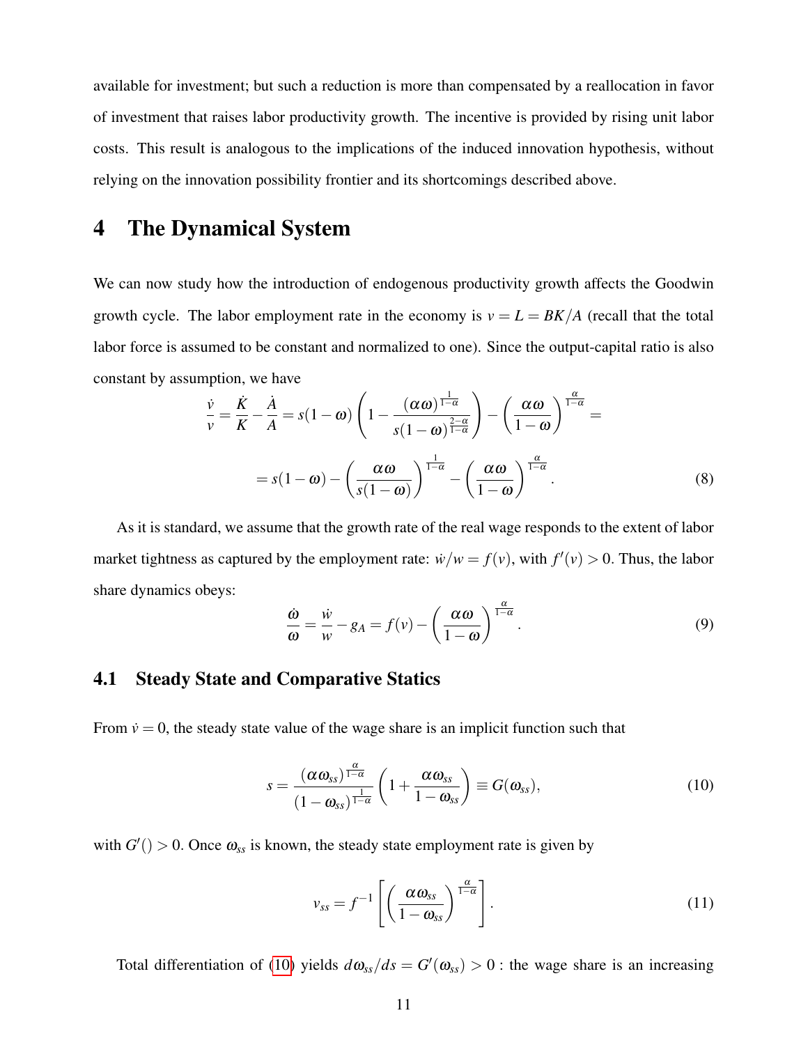available for investment; but such a reduction is more than compensated by a reallocation in favor of investment that raises labor productivity growth. The incentive is provided by rising unit labor costs. This result is analogous to the implications of the induced innovation hypothesis, without relying on the innovation possibility frontier and its shortcomings described above.

# 4 The Dynamical System

We can now study how the introduction of endogenous productivity growth affects the Goodwin growth cycle. The labor employment rate in the economy is $v = L = BK/A$ (recall that the total labor force is assumed to be constant and normalized to one). Since the output-capital ratio is also constant by assumption, we have

$$\frac{\dot{v}}{v} = \frac{\dot{K}}{K} - \frac{\dot{A}}{A} = s(1-\omega)\left(1 - \frac{(\alpha\omega)^{\frac{1}{1-\alpha}}}{s(1-\omega)^{\frac{2-\alpha}{1-\alpha}}}\right) - \left(\frac{\alpha\omega}{1-\omega}\right)^{\frac{\alpha}{1-\alpha}} =$$

$$= s(1-\omega) - \left(\frac{\alpha\omega}{s(1-\omega)}\right)^{\frac{1}{1-\alpha}} - \left(\frac{\alpha\omega}{1-\omega}\right)^{\frac{\alpha}{1-\alpha}}. \tag{8}$$

As it is standard, we assume that the growth rate of the real wage responds to the extent of labor market tightness as captured by the employment rate: $\dot{w}/w = f(v)$, with $f'(v) > 0$. Thus, the labor share dynamics obeys:

$$\frac{\dot{\omega}}{\omega} = \frac{\dot{w}}{w} - g_A = f(v) - \left(\frac{\alpha\omega}{1-\omega}\right)^{\frac{\alpha}{1-\alpha}}. \tag{9}$$

## 4.1 Steady State and Comparative Statics

From $\dot{v} = 0$, the steady state value of the wage share is an implicit function such that

$$s = \frac{(\alpha\omega_{ss})^{\frac{\alpha}{1-\alpha}}}{(1-\omega_{ss})^{\frac{1}{1-\alpha}}}\left(1 + \frac{\alpha\omega_{ss}}{1-\omega_{ss}}\right) \equiv G(\omega_{ss}), \tag{10}$$

with $G'() > 0$. Once $\omega_{ss}$ is known, the steady state employment rate is given by

$$v_{ss} = f^{-1}\left[\left(\frac{\alpha\omega_{ss}}{1-\omega_{ss}}\right)^{\frac{\alpha}{1-\alpha}}\right]. \tag{11}$$

Total differentiation of (10) yields $d\omega_{ss}/ds = G'(\omega_{ss}) > 0$ : the wage share is an increasing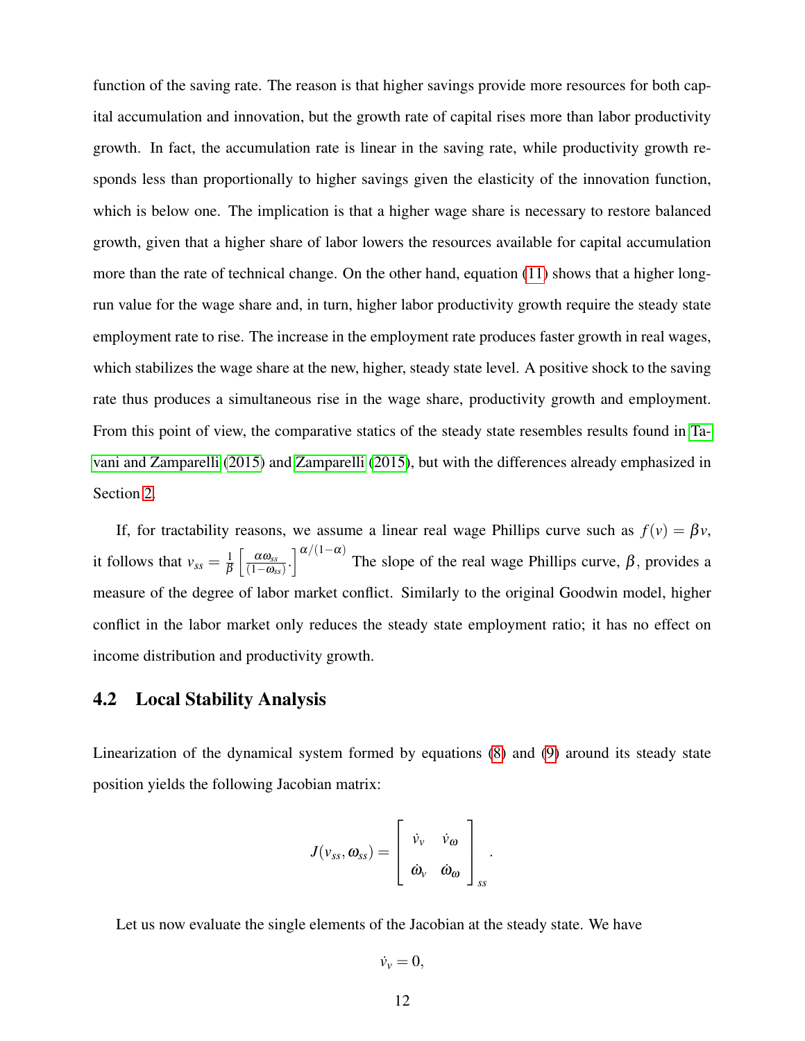function of the saving rate. The reason is that higher savings provide more resources for both capital accumulation and innovation, but the growth rate of capital rises more than labor productivity growth. In fact, the accumulation rate is linear in the saving rate, while productivity growth responds less than proportionally to higher savings given the elasticity of the innovation function, which is below one. The implication is that a higher wage share is necessary to restore balanced growth, given that a higher share of labor lowers the resources available for capital accumulation more than the rate of technical change. On the other hand, equation (11) shows that a higher long-run value for the wage share and, in turn, higher labor productivity growth require the steady state employment rate to rise. The increase in the employment rate produces faster growth in real wages, which stabilizes the wage share at the new, higher, steady state level. A positive shock to the saving rate thus produces a simultaneous rise in the wage share, productivity growth and employment. From this point of view, the comparative statics of the steady state resembles results found in Tavani and Zamparelli (2015) and Zamparelli (2015), but with the differences already emphasized in Section 2.

If, for tractability reasons, we assume a linear real wage Phillips curve such as $f(v) = \beta v$, it follows that $v_{ss} = \frac{1}{\beta}\left[\frac{\alpha \omega_{ss}}{(1-\omega_{ss})}.\right]^{\alpha/(1-\alpha)}$ The slope of the real wage Phillips curve, $\beta$, provides a measure of the degree of labor market conflict. Similarly to the original Goodwin model, higher conflict in the labor market only reduces the steady state employment ratio; it has no effect on income distribution and productivity growth.

## 4.2 Local Stability Analysis

Linearization of the dynamical system formed by equations (8) and (9) around its steady state position yields the following Jacobian matrix:

$$J(v_{ss}, \omega_{ss}) = \begin{bmatrix} \dot{v}_v & \dot{v}_\omega \\ \dot{\omega}_v & \dot{\omega}_\omega \end{bmatrix}_{ss}.$$

Let us now evaluate the single elements of the Jacobian at the steady state. We have

$$\dot{v}_v = 0,$$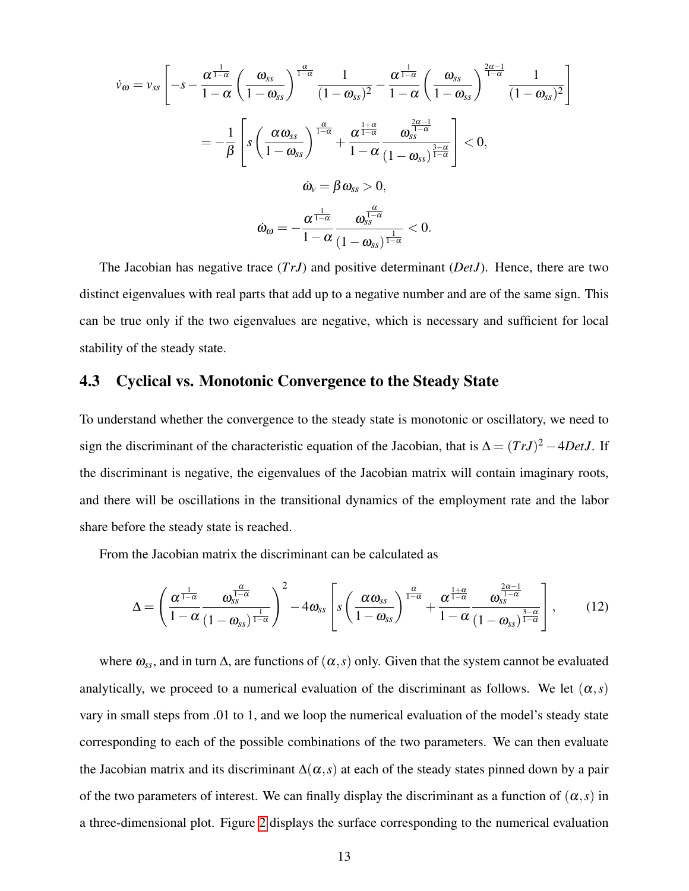$$\dot{v}_\omega = v_{ss}\left[-s - \frac{\alpha^{\frac{1}{1-\alpha}}}{1-\alpha}\left(\frac{\omega_{ss}}{1-\omega_{ss}}\right)^{\frac{\alpha}{1-\alpha}} \frac{1}{(1-\omega_{ss})^2} - \frac{\alpha^{\frac{1}{1-\alpha}}}{1-\alpha}\left(\frac{\omega_{ss}}{1-\omega_{ss}}\right)^{\frac{2\alpha-1}{1-\alpha}} \frac{1}{(1-\omega_{ss})^2}\right]$$

$$= -\frac{1}{\beta}\left[s\left(\frac{\alpha\omega_{ss}}{1-\omega_{ss}}\right)^{\frac{\alpha}{1-\alpha}} + \frac{\alpha^{\frac{1+\alpha}{1-\alpha}}}{1-\alpha}\frac{\omega_{ss}^{\frac{2\alpha-1}{1-\alpha}}}{(1-\omega_{ss})^{\frac{3-\alpha}{1-\alpha}}}\right] < 0,$$

$$\dot{\omega}_v = \beta\omega_{ss} > 0,$$

$$\dot{\omega}_\omega = -\frac{\alpha^{\frac{1}{1-\alpha}}}{1-\alpha}\frac{\omega_{ss}^{\frac{\alpha}{1-\alpha}}}{(1-\omega_{ss})^{\frac{1}{1-\alpha}}} < 0.$$

The Jacobian has negative trace ($TrJ$) and positive determinant ($DetJ$). Hence, there are two distinct eigenvalues with real parts that add up to a negative number and are of the same sign. This can be true only if the two eigenvalues are negative, which is necessary and sufficient for local stability of the steady state.

## 4.3 Cyclical vs. Monotonic Convergence to the Steady State

To understand whether the convergence to the steady state is monotonic or oscillatory, we need to sign the discriminant of the characteristic equation of the Jacobian, that is $\Delta = (TrJ)^2 - 4DetJ$. If the discriminant is negative, the eigenvalues of the Jacobian matrix will contain imaginary roots, and there will be oscillations in the transitional dynamics of the employment rate and the labor share before the steady state is reached.

From the Jacobian matrix the discriminant can be calculated as

$$\Delta = \left(\frac{\alpha^{\frac{1}{1-\alpha}}}{1-\alpha}\frac{\omega_{ss}^{\frac{\alpha}{1-\alpha}}}{(1-\omega_{ss})^{\frac{1}{1-\alpha}}}\right)^2 - 4\omega_{ss}\left[s\left(\frac{\alpha\omega_{ss}}{1-\omega_{ss}}\right)^{\frac{\alpha}{1-\alpha}} + \frac{\alpha^{\frac{1+\alpha}{1-\alpha}}}{1-\alpha}\frac{\omega_{ss}^{\frac{2\alpha-1}{1-\alpha}}}{(1-\omega_{ss})^{\frac{3-\alpha}{1-\alpha}}}\right], \tag{12}$$

where $\omega_{ss}$, and in turn $\Delta$, are functions of $(\alpha, s)$ only. Given that the system cannot be evaluated analytically, we proceed to a numerical evaluation of the discriminant as follows. We let $(\alpha, s)$ vary in small steps from .01 to 1, and we loop the numerical evaluation of the model's steady state corresponding to each of the possible combinations of the two parameters. We can then evaluate the Jacobian matrix and its discriminant $\Delta(\alpha, s)$ at each of the steady states pinned down by a pair of the two parameters of interest. We can finally display the discriminant as a function of $(\alpha, s)$ in a three-dimensional plot. Figure 2 displays the surface corresponding to the numerical evaluation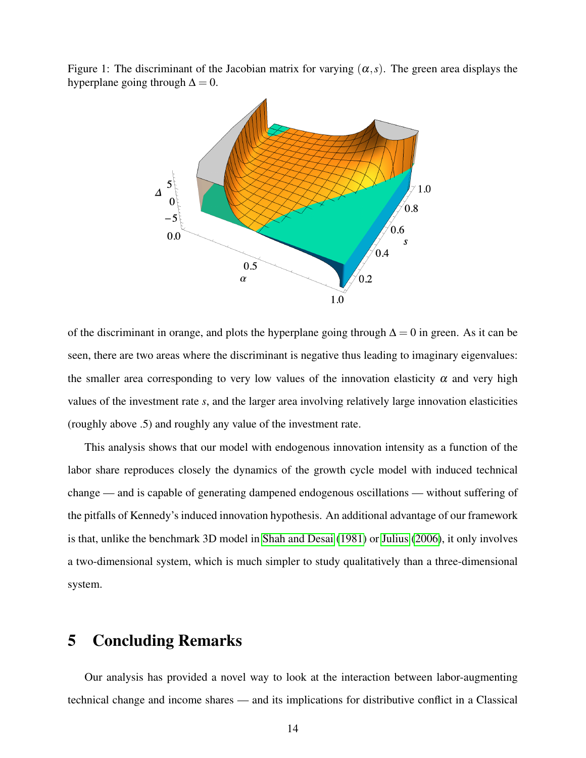Figure 1: The discriminant of the Jacobian matrix for varying $(\alpha, s)$. The green area displays the hyperplane going through $\Delta = 0$.

of the discriminant in orange, and plots the hyperplane going through $\Delta = 0$ in green. As it can be seen, there are two areas where the discriminant is negative thus leading to imaginary eigenvalues: the smaller area corresponding to very low values of the innovation elasticity $\alpha$ and very high values of the investment rate $s$, and the larger area involving relatively large innovation elasticities (roughly above .5) and roughly any value of the investment rate.

This analysis shows that our model with endogenous innovation intensity as a function of the labor share reproduces closely the dynamics of the growth cycle model with induced technical change — and is capable of generating dampened endogenous oscillations — without suffering of the pitfalls of Kennedy's induced innovation hypothesis. An additional advantage of our framework is that, unlike the benchmark 3D model in Shah and Desai (1981) or Julius (2006), it only involves a two-dimensional system, which is much simpler to study qualitatively than a three-dimensional system.

# 5 Concluding Remarks

Our analysis has provided a novel way to look at the interaction between labor-augmenting technical change and income shares — and its implications for distributive conflict in a Classical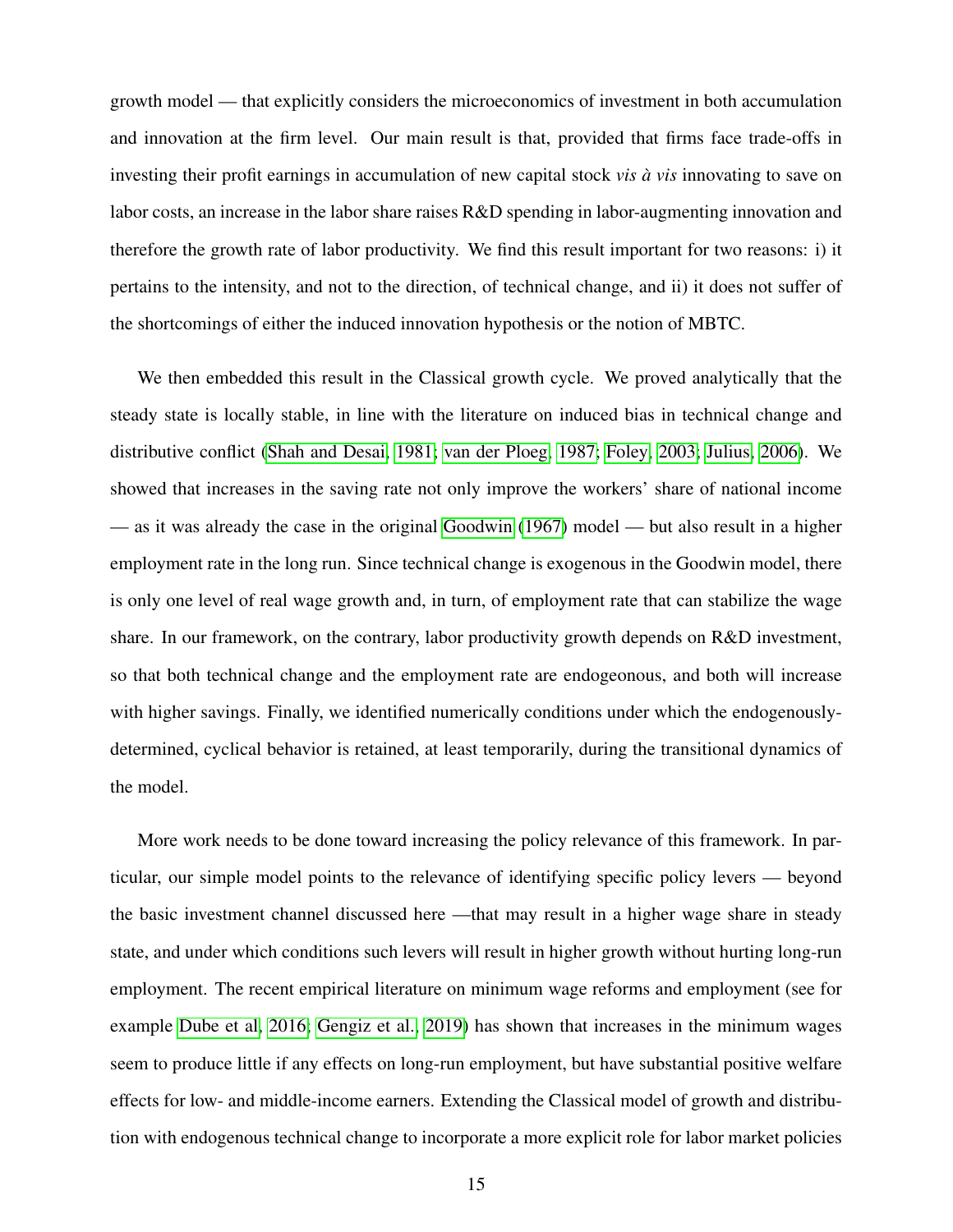growth model — that explicitly considers the microeconomics of investment in both accumulation and innovation at the firm level. Our main result is that, provided that firms face trade-offs in investing their profit earnings in accumulation of new capital stock *vis à vis* innovating to save on labor costs, an increase in the labor share raises R&D spending in labor-augmenting innovation and therefore the growth rate of labor productivity. We find this result important for two reasons: i) it pertains to the intensity, and not to the direction, of technical change, and ii) it does not suffer of the shortcomings of either the induced innovation hypothesis or the notion of MBTC.

We then embedded this result in the Classical growth cycle. We proved analytically that the steady state is locally stable, in line with the literature on induced bias in technical change and distributive conflict (Shah and Desai, 1981; van der Ploeg, 1987; Foley, 2003; Julius, 2006). We showed that increases in the saving rate not only improve the workers' share of national income — as it was already the case in the original Goodwin (1967) model — but also result in a higher employment rate in the long run. Since technical change is exogenous in the Goodwin model, there is only one level of real wage growth and, in turn, of employment rate that can stabilize the wage share. In our framework, on the contrary, labor productivity growth depends on R&D investment, so that both technical change and the employment rate are endogeonous, and both will increase with higher savings. Finally, we identified numerically conditions under which the endogenously-determined, cyclical behavior is retained, at least temporarily, during the transitional dynamics of the model.

More work needs to be done toward increasing the policy relevance of this framework. In particular, our simple model points to the relevance of identifying specific policy levers — beyond the basic investment channel discussed here —that may result in a higher wage share in steady state, and under which conditions such levers will result in higher growth without hurting long-run employment. The recent empirical literature on minimum wage reforms and employment (see for example Dube et al, 2016; Gengiz et al., 2019) has shown that increases in the minimum wages seem to produce little if any effects on long-run employment, but have substantial positive welfare effects for low- and middle-income earners. Extending the Classical model of growth and distribution with endogenous technical change to incorporate a more explicit role for labor market policies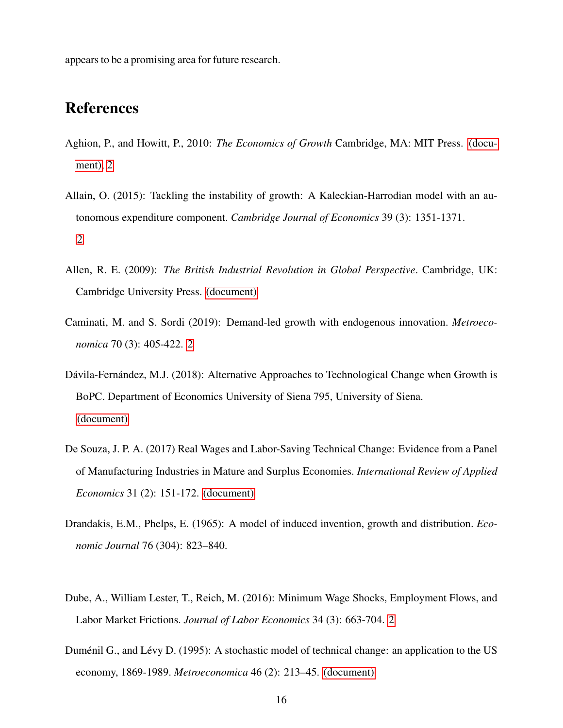appears to be a promising area for future research.

# References

Aghion, P., and Howitt, P., 2010: *The Economics of Growth* Cambridge, MA: MIT Press. (document), 2

Allain, O. (2015): Tackling the instability of growth: A Kaleckian-Harrodian model with an autonomous expenditure component. *Cambridge Journal of Economics* 39 (3): 1351-1371. 2

Allen, R. E. (2009): *The British Industrial Revolution in Global Perspective*. Cambridge, UK: Cambridge University Press. (document)

Caminati, M. and S. Sordi (2019): Demand-led growth with endogenous innovation. *Metroeconomica* 70 (3): 405-422. 2

Dávila-Fernández, M.J. (2018): Alternative Approaches to Technological Change when Growth is BoPC. Department of Economics University of Siena 795, University of Siena. (document)

De Souza, J. P. A. (2017) Real Wages and Labor-Saving Technical Change: Evidence from a Panel of Manufacturing Industries in Mature and Surplus Economies. *International Review of Applied Economics* 31 (2): 151-172. (document)

Drandakis, E.M., Phelps, E. (1965): A model of induced invention, growth and distribution. *Economic Journal* 76 (304): 823–840.

Dube, A., William Lester, T., Reich, M. (2016): Minimum Wage Shocks, Employment Flows, and Labor Market Frictions. *Journal of Labor Economics* 34 (3): 663-704. 2

Duménil G., and Lévy D. (1995): A stochastic model of technical change: an application to the US economy, 1869-1989. *Metroeconomica* 46 (2): 213–45. (document)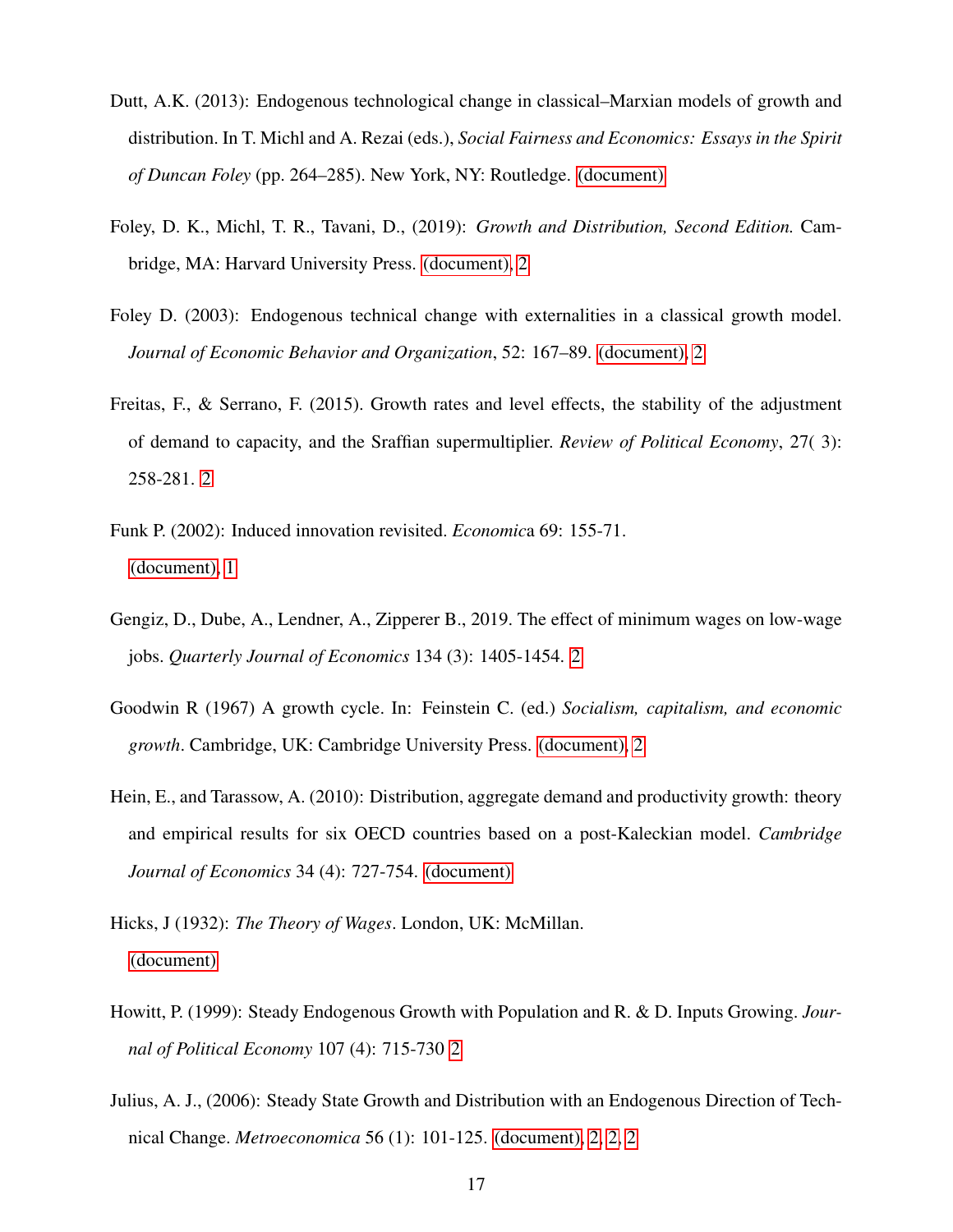Dutt, A.K. (2013): Endogenous technological change in classical–Marxian models of growth and distribution. In T. Michl and A. Rezai (eds.), *Social Fairness and Economics: Essays in the Spirit of Duncan Foley* (pp. 264–285). New York, NY: Routledge. (document)

Foley, D. K., Michl, T. R., Tavani, D., (2019): *Growth and Distribution, Second Edition.* Cambridge, MA: Harvard University Press. (document), 2

Foley D. (2003): Endogenous technical change with externalities in a classical growth model. *Journal of Economic Behavior and Organization*, 52: 167–89. (document), 2

Freitas, F., & Serrano, F. (2015). Growth rates and level effects, the stability of the adjustment of demand to capacity, and the Sraffian supermultiplier. *Review of Political Economy*, 27( 3): 258-281. 2

Funk P. (2002): Induced innovation revisited. *Economic*a 69: 155-71. (document), 1

Gengiz, D., Dube, A., Lendner, A., Zipperer B., 2019. The effect of minimum wages on low-wage jobs. *Quarterly Journal of Economics* 134 (3): 1405-1454. 2

Goodwin R (1967) A growth cycle. In: Feinstein C. (ed.) *Socialism, capitalism, and economic growth*. Cambridge, UK: Cambridge University Press. (document), 2

Hein, E., and Tarassow, A. (2010): Distribution, aggregate demand and productivity growth: theory and empirical results for six OECD countries based on a post-Kaleckian model. *Cambridge Journal of Economics* 34 (4): 727-754. (document)

Hicks, J (1932): *The Theory of Wages*. London, UK: McMillan. (document)

Howitt, P. (1999): Steady Endogenous Growth with Population and R. & D. Inputs Growing. *Journal of Political Economy* 107 (4): 715-730 2

Julius, A. J., (2006): Steady State Growth and Distribution with an Endogenous Direction of Technical Change. *Metroeconomica* 56 (1): 101-125. (document), 2, 2, 2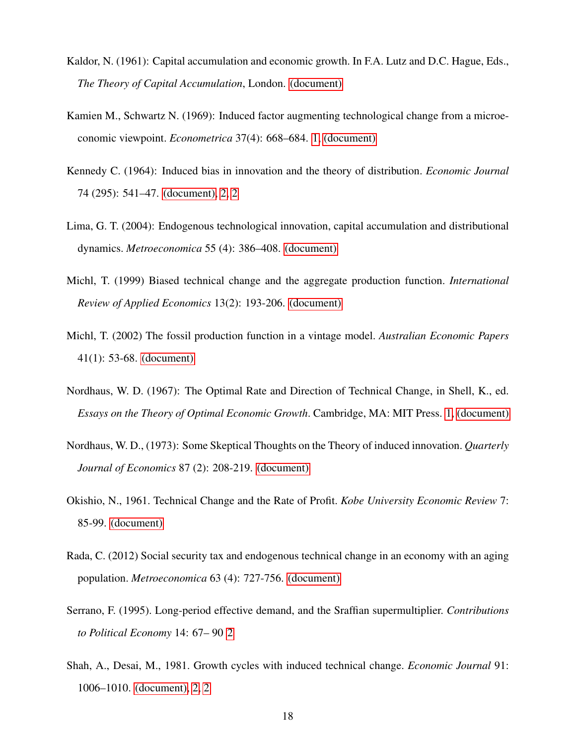Kaldor, N. (1961): Capital accumulation and economic growth. In F.A. Lutz and D.C. Hague, Eds., *The Theory of Capital Accumulation*, London. (document)

Kamien M., Schwartz N. (1969): Induced factor augmenting technological change from a microeconomic viewpoint. *Econometrica* 37(4): 668–684. 1, (document)

Kennedy C. (1964): Induced bias in innovation and the theory of distribution. *Economic Journal* 74 (295): 541–47. (document), 2, 2

Lima, G. T. (2004): Endogenous technological innovation, capital accumulation and distributional dynamics. *Metroeconomica* 55 (4): 386–408. (document)

Michl, T. (1999) Biased technical change and the aggregate production function. *International Review of Applied Economics* 13(2): 193-206. (document)

Michl, T. (2002) The fossil production function in a vintage model. *Australian Economic Papers* 41(1): 53-68. (document)

Nordhaus, W. D. (1967): The Optimal Rate and Direction of Technical Change, in Shell, K., ed. *Essays on the Theory of Optimal Economic Growth*. Cambridge, MA: MIT Press. 1, (document)

Nordhaus, W. D., (1973): Some Skeptical Thoughts on the Theory of induced innovation. *Quarterly Journal of Economics* 87 (2): 208-219. (document)

Okishio, N., 1961. Technical Change and the Rate of Profit. *Kobe University Economic Review* 7: 85-99. (document)

Rada, C. (2012) Social security tax and endogenous technical change in an economy with an aging population. *Metroeconomica* 63 (4): 727-756. (document)

Serrano, F. (1995). Long-period effective demand, and the Sraffian supermultiplier. *Contributions to Political Economy* 14: 67– 90 2

Shah, A., Desai, M., 1981. Growth cycles with induced technical change. *Economic Journal* 91: 1006–1010. (document), 2, 2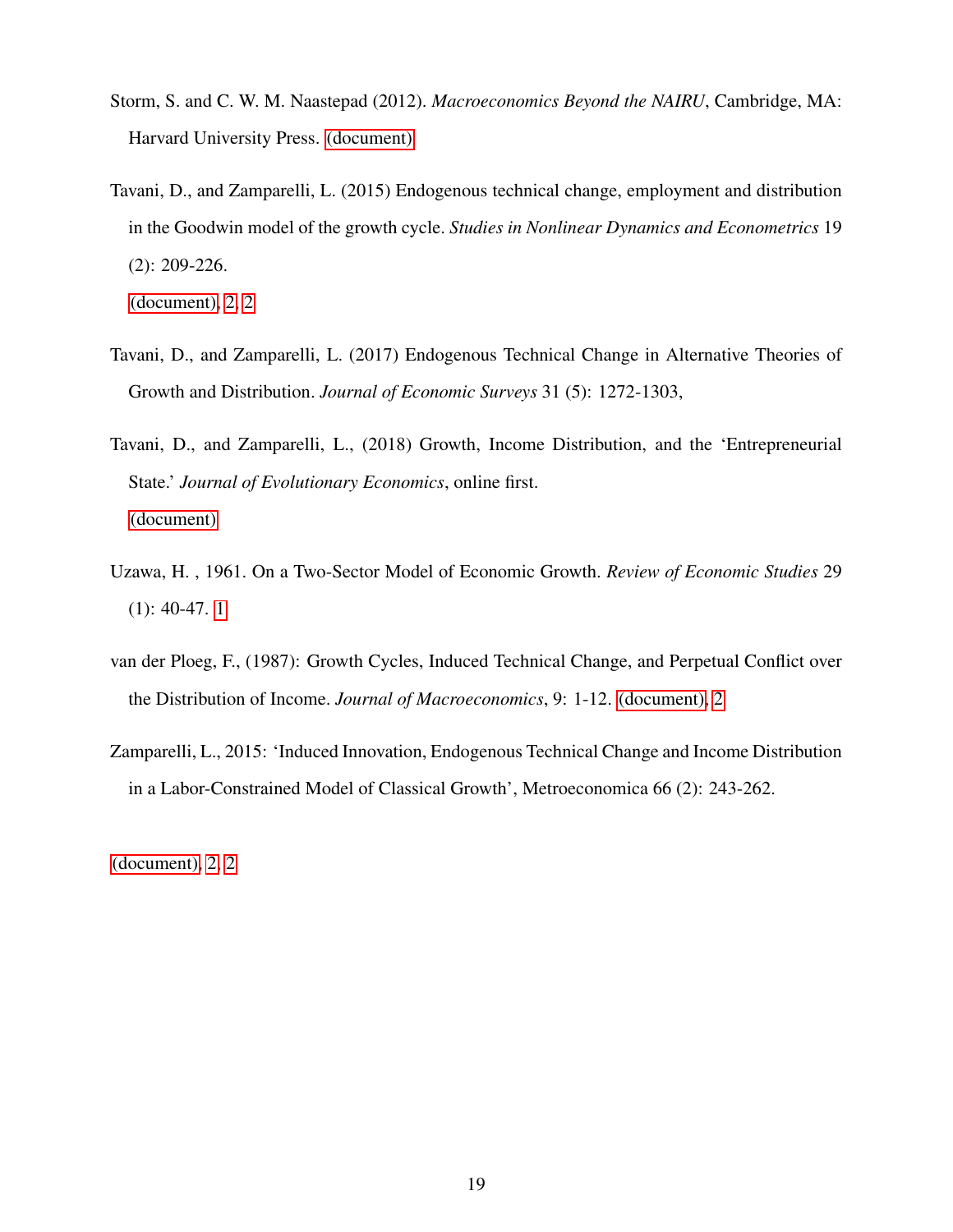Storm, S. and C. W. M. Naastepad (2012). *Macroeconomics Beyond the NAIRU*, Cambridge, MA: Harvard University Press. (document)

Tavani, D., and Zamparelli, L. (2015) Endogenous technical change, employment and distribution in the Goodwin model of the growth cycle. *Studies in Nonlinear Dynamics and Econometrics* 19 (2): 209-226.
(document), 2, 2

Tavani, D., and Zamparelli, L. (2017) Endogenous Technical Change in Alternative Theories of Growth and Distribution. *Journal of Economic Surveys* 31 (5): 1272-1303,

Tavani, D., and Zamparelli, L., (2018) Growth, Income Distribution, and the 'Entrepreneurial State.' *Journal of Evolutionary Economics*, online first.
(document)

Uzawa, H. , 1961. On a Two-Sector Model of Economic Growth. *Review of Economic Studies* 29 (1): 40-47. 1

van der Ploeg, F., (1987): Growth Cycles, Induced Technical Change, and Perpetual Conflict over the Distribution of Income. *Journal of Macroeconomics*, 9: 1-12. (document), 2

Zamparelli, L., 2015: 'Induced Innovation, Endogenous Technical Change and Income Distribution in a Labor-Constrained Model of Classical Growth', Metroeconomica 66 (2): 243-262.

(document), 2, 2